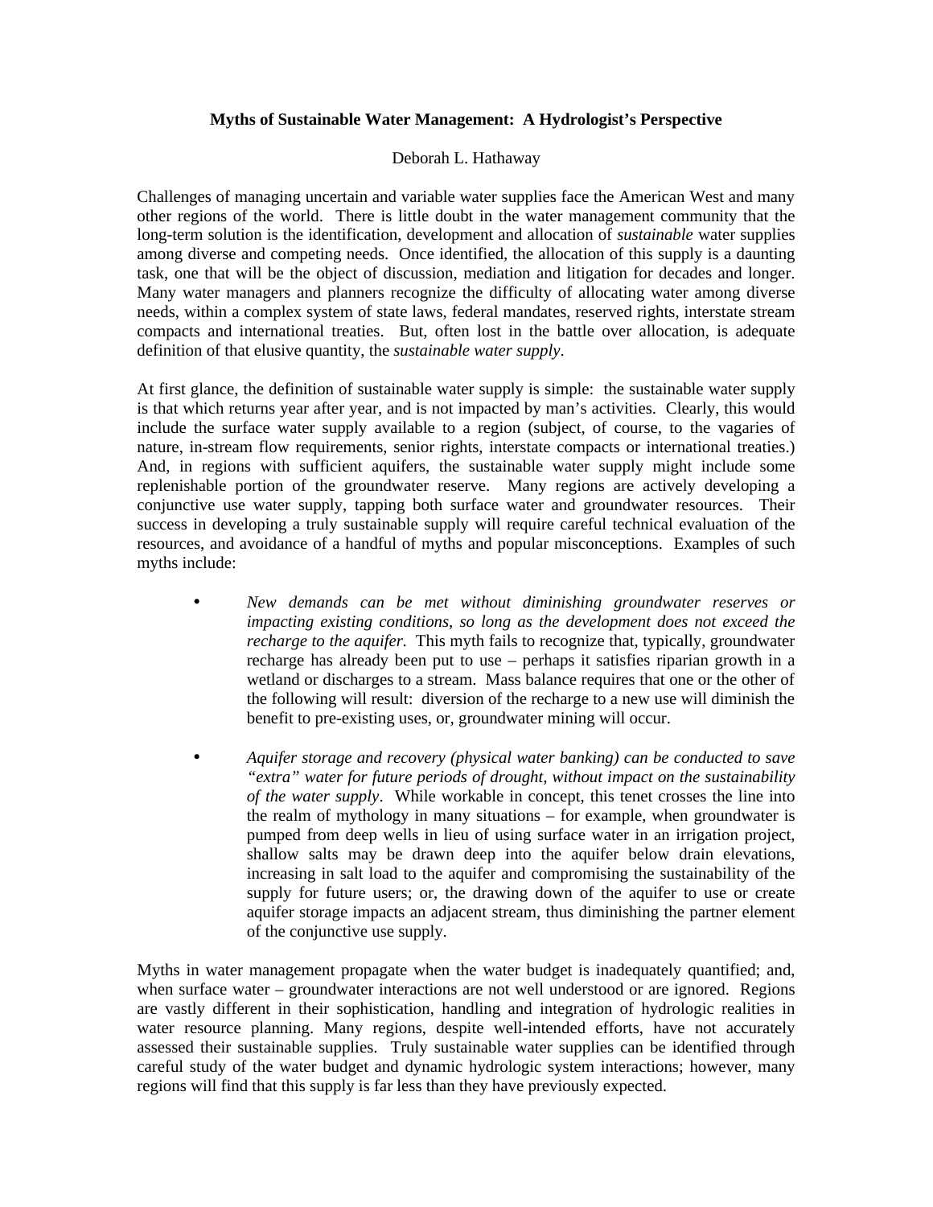# Myths of Sustainable Water Management: A Hydrologist's Perspective

Deborah L. Hathaway

Challenges of managing uncertain and variable water supplies face the American West and many other regions of the world. There is little doubt in the water management community that the long-term solution is the identification, development and allocation of *sustainable* water supplies among diverse and competing needs. Once identified, the allocation of this supply is a daunting task, one that will be the object of discussion, mediation and litigation for decades and longer. Many water managers and planners recognize the difficulty of allocating water among diverse needs, within a complex system of state laws, federal mandates, reserved rights, interstate stream compacts and international treaties. But, often lost in the battle over allocation, is adequate definition of that elusive quantity, the *sustainable water supply*.

At first glance, the definition of sustainable water supply is simple: the sustainable water supply is that which returns year after year, and is not impacted by man's activities. Clearly, this would include the surface water supply available to a region (subject, of course, to the vagaries of nature, in-stream flow requirements, senior rights, interstate compacts or international treaties.) And, in regions with sufficient aquifers, the sustainable water supply might include some replenishable portion of the groundwater reserve. Many regions are actively developing a conjunctive use water supply, tapping both surface water and groundwater resources. Their success in developing a truly sustainable supply will require careful technical evaluation of the resources, and avoidance of a handful of myths and popular misconceptions. Examples of such myths include:

- *New demands can be met without diminishing groundwater reserves or impacting existing conditions, so long as the development does not exceed the recharge to the aquifer.* This myth fails to recognize that, typically, groundwater recharge has already been put to use – perhaps it satisfies riparian growth in a wetland or discharges to a stream. Mass balance requires that one or the other of the following will result: diversion of the recharge to a new use will diminish the benefit to pre-existing uses, or, groundwater mining will occur.

- *Aquifer storage and recovery (physical water banking) can be conducted to save "extra" water for future periods of drought, without impact on the sustainability of the water supply*. While workable in concept, this tenet crosses the line into the realm of mythology in many situations – for example, when groundwater is pumped from deep wells in lieu of using surface water in an irrigation project, shallow salts may be drawn deep into the aquifer below drain elevations, increasing in salt load to the aquifer and compromising the sustainability of the supply for future users; or, the drawing down of the aquifer to use or create aquifer storage impacts an adjacent stream, thus diminishing the partner element of the conjunctive use supply.

Myths in water management propagate when the water budget is inadequately quantified; and, when surface water – groundwater interactions are not well understood or are ignored. Regions are vastly different in their sophistication, handling and integration of hydrologic realities in water resource planning. Many regions, despite well-intended efforts, have not accurately assessed their sustainable supplies. Truly sustainable water supplies can be identified through careful study of the water budget and dynamic hydrologic system interactions; however, many regions will find that this supply is far less than they have previously expected.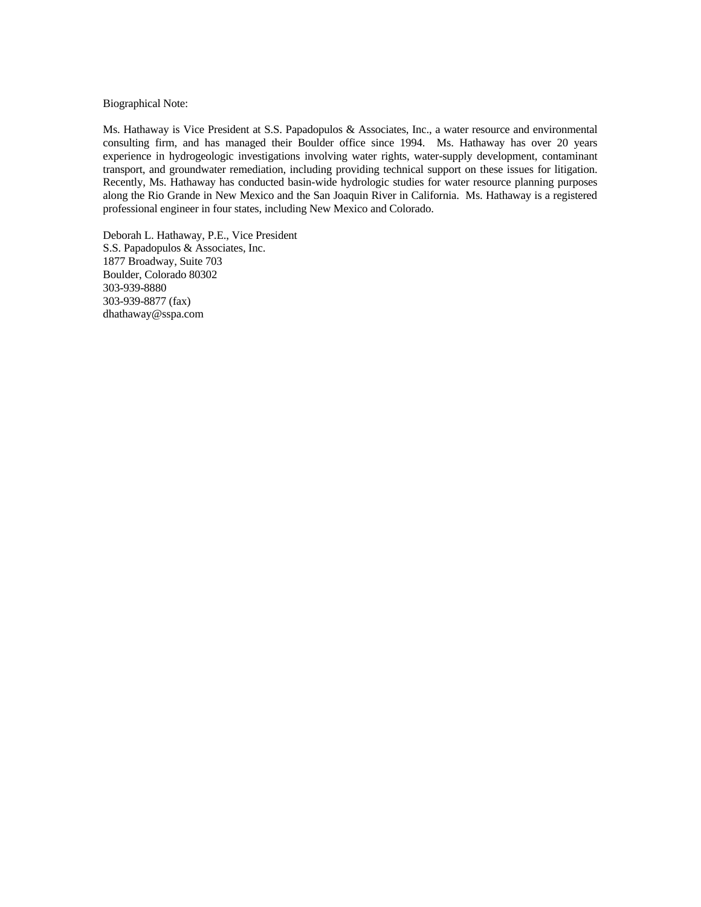Biographical Note:

Ms. Hathaway is Vice President at S.S. Papadopulos & Associates, Inc., a water resource and environmental consulting firm, and has managed their Boulder office since 1994. Ms. Hathaway has over 20 years experience in hydrogeologic investigations involving water rights, water-supply development, contaminant transport, and groundwater remediation, including providing technical support on these issues for litigation. Recently, Ms. Hathaway has conducted basin-wide hydrologic studies for water resource planning purposes along the Rio Grande in New Mexico and the San Joaquin River in California. Ms. Hathaway is a registered professional engineer in four states, including New Mexico and Colorado.

Deborah L. Hathaway, P.E., Vice President
S.S. Papadopulos & Associates, Inc.
1877 Broadway, Suite 703
Boulder, Colorado 80302
303-939-8880
303-939-8877 (fax)
dhathaway@sspa.com